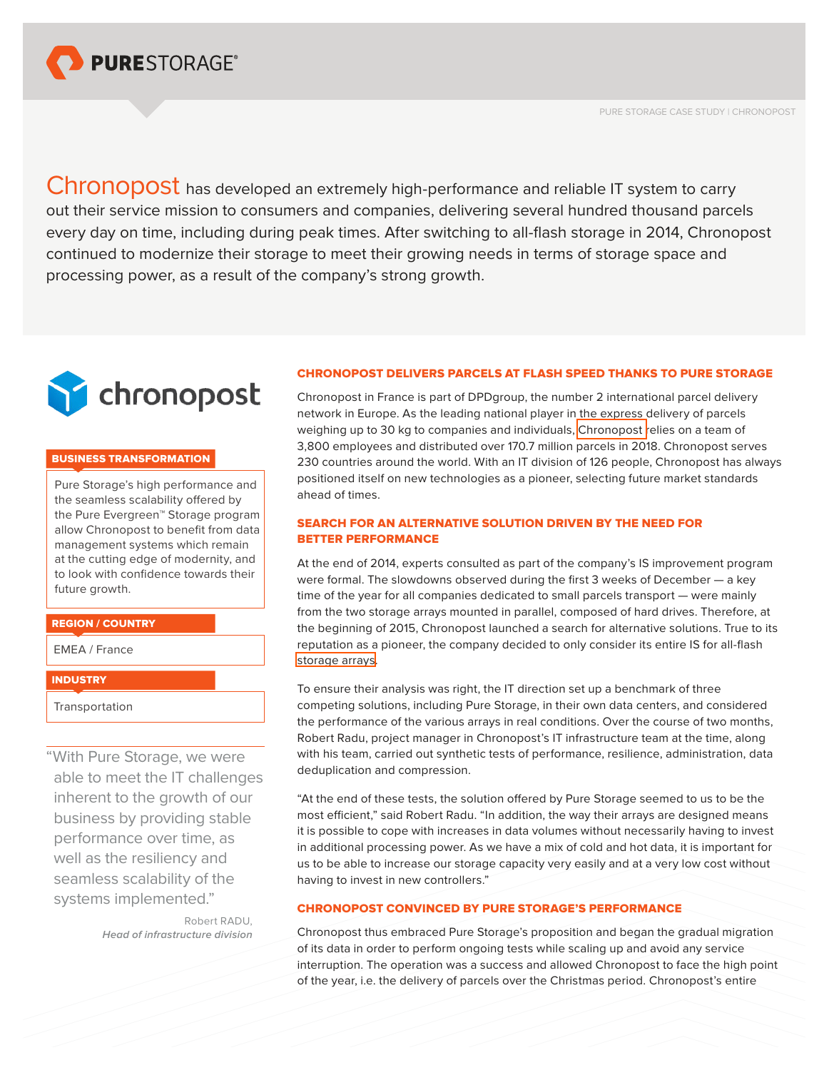Chronopost has developed an extremely high-performance and reliable IT system to carry out their service mission to consumers and companies, delivering several hundred thousand parcels every day on time, including during peak times. After switching to all-flash storage in 2014, Chronopost continued to modernize their storage to meet their growing needs in terms of storage space and processing power, as a result of the company's strong growth.

**BUSINESS TRANSFORMATION**

Pure Storage's high performance and the seamless scalability offered by the Pure Evergreen™ Storage program allow Chronopost to benefit from data management systems which remain at the cutting edge of modernity, and to look with confidence towards their future growth.

**REGION / COUNTRY**

EMEA / France

**INDUSTRY**

Transportation

> "With Pure Storage, we were able to meet the IT challenges inherent to the growth of our business by providing stable performance over time, as well as the resiliency and seamless scalability of the systems implemented."
>
> Robert RADU,
> *Head of infrastructure division*

## CHRONOPOST DELIVERS PARCELS AT FLASH SPEED THANKS TO PURE STORAGE

Chronopost in France is part of DPDgroup, the number 2 international parcel delivery network in Europe. As the leading national player in the express delivery of parcels weighing up to 30 kg to companies and individuals, Chronopost relies on a team of 3,800 employees and distributed over 170.7 million parcels in 2018. Chronopost serves 230 countries around the world. With an IT division of 126 people, Chronopost has always positioned itself on new technologies as a pioneer, selecting future market standards ahead of times.

## SEARCH FOR AN ALTERNATIVE SOLUTION DRIVEN BY THE NEED FOR BETTER PERFORMANCE

At the end of 2014, experts consulted as part of the company's IS improvement program were formal. The slowdowns observed during the first 3 weeks of December — a key time of the year for all companies dedicated to small parcels transport — were mainly from the two storage arrays mounted in parallel, composed of hard drives. Therefore, at the beginning of 2015, Chronopost launched a search for alternative solutions. True to its reputation as a pioneer, the company decided to only consider its entire IS for all-flash storage arrays.

To ensure their analysis was right, the IT direction set up a benchmark of three competing solutions, including Pure Storage, in their own data centers, and considered the performance of the various arrays in real conditions. Over the course of two months, Robert Radu, project manager in Chronopost's IT infrastructure team at the time, along with his team, carried out synthetic tests of performance, resilience, administration, data deduplication and compression.

"At the end of these tests, the solution offered by Pure Storage seemed to us to be the most efficient," said Robert Radu. "In addition, the way their arrays are designed means it is possible to cope with increases in data volumes without necessarily having to invest in additional processing power. As we have a mix of cold and hot data, it is important for us to be able to increase our storage capacity very easily and at a very low cost without having to invest in new controllers."

## CHRONOPOST CONVINCED BY PURE STORAGE'S PERFORMANCE

Chronopost thus embraced Pure Storage's proposition and began the gradual migration of its data in order to perform ongoing tests while scaling up and avoid any service interruption. The operation was a success and allowed Chronopost to face the high point of the year, i.e. the delivery of parcels over the Christmas period. Chronopost's entire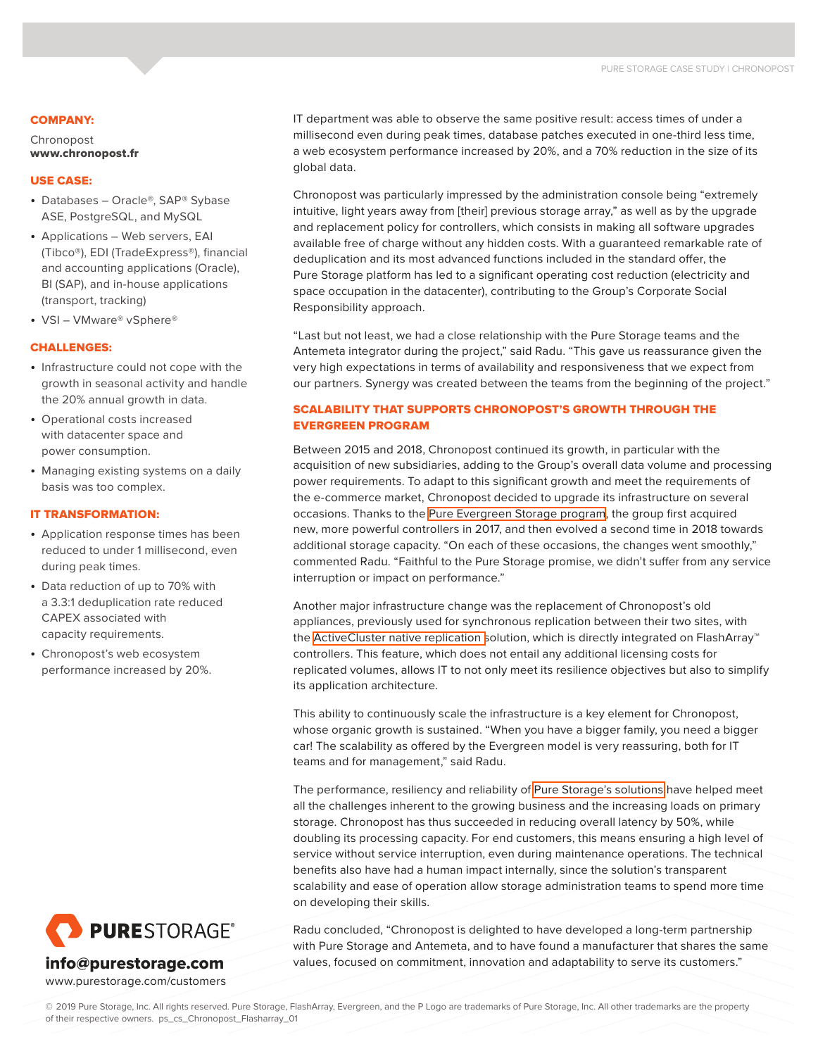**COMPANY:**

Chronopost
**www.chronopost.fr**

**USE CASE:**

- Databases – Oracle®, SAP® Sybase ASE, PostgreSQL, and MySQL
- Applications – Web servers, EAI (Tibco®), EDI (TradeExpress®), financial and accounting applications (Oracle), BI (SAP), and in-house applications (transport, tracking)
- VSI – VMware® vSphere®

**CHALLENGES:**

- Infrastructure could not cope with the growth in seasonal activity and handle the 20% annual growth in data.
- Operational costs increased with datacenter space and power consumption.
- Managing existing systems on a daily basis was too complex.

**IT TRANSFORMATION:**

- Application response times has been reduced to under 1 millisecond, even during peak times.
- Data reduction of up to 70% with a 3.3:1 deduplication rate reduced CAPEX associated with capacity requirements.
- Chronopost's web ecosystem performance increased by 20%.

IT department was able to observe the same positive result: access times of under a millisecond even during peak times, database patches executed in one-third less time, a web ecosystem performance increased by 20%, and a 70% reduction in the size of its global data.

Chronopost was particularly impressed by the administration console being "extremely intuitive, light years away from [their] previous storage array," as well as by the upgrade and replacement policy for controllers, which consists in making all software upgrades available free of charge without any hidden costs. With a guaranteed remarkable rate of deduplication and its most advanced functions included in the standard offer, the Pure Storage platform has led to a significant operating cost reduction (electricity and space occupation in the datacenter), contributing to the Group's Corporate Social Responsibility approach.

"Last but not least, we had a close relationship with the Pure Storage teams and the Antemeta integrator during the project," said Radu. "This gave us reassurance given the very high expectations in terms of availability and responsiveness that we expect from our partners. Synergy was created between the teams from the beginning of the project."

## SCALABILITY THAT SUPPORTS CHRONOPOST'S GROWTH THROUGH THE EVERGREEN PROGRAM

Between 2015 and 2018, Chronopost continued its growth, in particular with the acquisition of new subsidiaries, adding to the Group's overall data volume and processing power requirements. To adapt to this significant growth and meet the requirements of the e-commerce market, Chronopost decided to upgrade its infrastructure on several occasions. Thanks to the Pure Evergreen Storage program, the group first acquired new, more powerful controllers in 2017, and then evolved a second time in 2018 towards additional storage capacity. "On each of these occasions, the changes went smoothly," commented Radu. "Faithful to the Pure Storage promise, we didn't suffer from any service interruption or impact on performance."

Another major infrastructure change was the replacement of Chronopost's old appliances, previously used for synchronous replication between their two sites, with the ActiveCluster native replication solution, which is directly integrated on FlashArray™ controllers. This feature, which does not entail any additional licensing costs for replicated volumes, allows IT to not only meet its resilience objectives but also to simplify its application architecture.

This ability to continuously scale the infrastructure is a key element for Chronopost, whose organic growth is sustained. "When you have a bigger family, you need a bigger car! The scalability as offered by the Evergreen model is very reassuring, both for IT teams and for management," said Radu.

The performance, resiliency and reliability of Pure Storage's solutions have helped meet all the challenges inherent to the growing business and the increasing loads on primary storage. Chronopost has thus succeeded in reducing overall latency by 50%, while doubling its processing capacity. For end customers, this means ensuring a high level of service without service interruption, even during maintenance operations. The technical benefits also have had a human impact internally, since the solution's transparent scalability and ease of operation allow storage administration teams to spend more time on developing their skills.

Radu concluded, "Chronopost is delighted to have developed a long-term partnership with Pure Storage and Antemeta, and to have found a manufacturer that shares the same values, focused on commitment, innovation and adaptability to serve its customers."

PURESTORAGE®

**info@purestorage.com**
www.purestorage.com/customers

© 2019 Pure Storage, Inc. All rights reserved. Pure Storage, FlashArray, Evergreen, and the P Logo are trademarks of Pure Storage, Inc. All other trademarks are the property of their respective owners. ps_cs_Chronopost_Flasharray_01